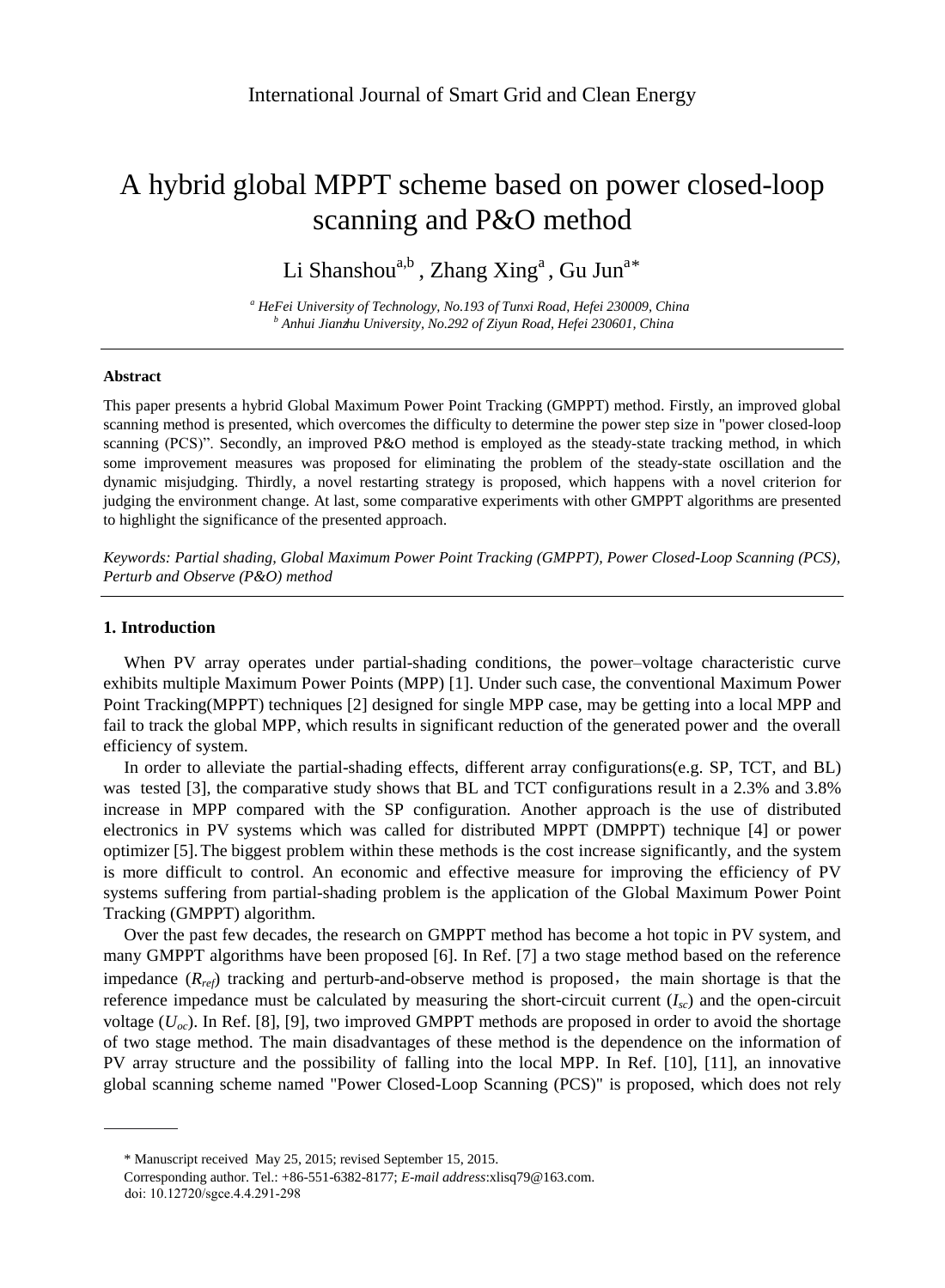# A hybrid global MPPT scheme based on power closed-loop scanning and P&O method

Li Shanshou[a,b], Zhang Xing[a], Gu Jun[a*]

[a] *HeFei University of Technology, No.193 of Tunxi Road, Hefei 230009, China*
[b] *Anhui Jianzhu University, No.292 of Ziyun Road, Hefei 230601, China*

---

**Abstract**

This paper presents a hybrid Global Maximum Power Point Tracking (GMPPT) method. Firstly, an improved global scanning method is presented, which overcomes the difficulty to determine the power step size in "power closed-loop scanning (PCS)". Secondly, an improved P&O method is employed as the steady-state tracking method, in which some improvement measures was proposed for eliminating the problem of the steady-state oscillation and the dynamic misjudging. Thirdly, a novel restarting strategy is proposed, which happens with a novel criterion for judging the environment change. At last, some comparative experiments with other GMPPT algorithms are presented to highlight the significance of the presented approach.

*Keywords: Partial shading, Global Maximum Power Point Tracking (GMPPT), Power Closed-Loop Scanning (PCS), Perturb and Observe (P&O) method*

---

## 1. Introduction

When PV array operates under partial-shading conditions, the power–voltage characteristic curve exhibits multiple Maximum Power Points (MPP) [1]. Under such case, the conventional Maximum Power Point Tracking(MPPT) techniques [2] designed for single MPP case, may be getting into a local MPP and fail to track the global MPP, which results in significant reduction of the generated power and the overall efficiency of system.

In order to alleviate the partial-shading effects, different array configurations(e.g. SP, TCT, and BL) was tested [3], the comparative study shows that BL and TCT configurations result in a 2.3% and 3.8% increase in MPP compared with the SP configuration. Another approach is the use of distributed electronics in PV systems which was called for distributed MPPT (DMPPT) technique [4] or power optimizer [5]. The biggest problem within these methods is the cost increase significantly, and the system is more difficult to control. An economic and effective measure for improving the efficiency of PV systems suffering from partial-shading problem is the application of the Global Maximum Power Point Tracking (GMPPT) algorithm.

Over the past few decades, the research on GMPPT method has become a hot topic in PV system, and many GMPPT algorithms have been proposed [6]. In Ref. [7] a two stage method based on the reference impedance ($R_{ref}$) tracking and perturb-and-observe method is proposed, the main shortage is that the reference impedance must be calculated by measuring the short-circuit current ($I_{sc}$) and the open-circuit voltage ($U_{oc}$). In Ref. [8], [9], two improved GMPPT methods are proposed in order to avoid the shortage of two stage method. The main disadvantages of these method is the dependence on the information of PV array structure and the possibility of falling into the local MPP. In Ref. [10], [11], an innovative global scanning scheme named "Power Closed-Loop Scanning (PCS)" is proposed, which does not rely

---

\* Manuscript received May 25, 2015; revised September 15, 2015.
Corresponding author. Tel.: +86-551-6382-8177; *E-mail address*:xlisq79@163.com.
doi: 10.12720/sgce.4.4.291-298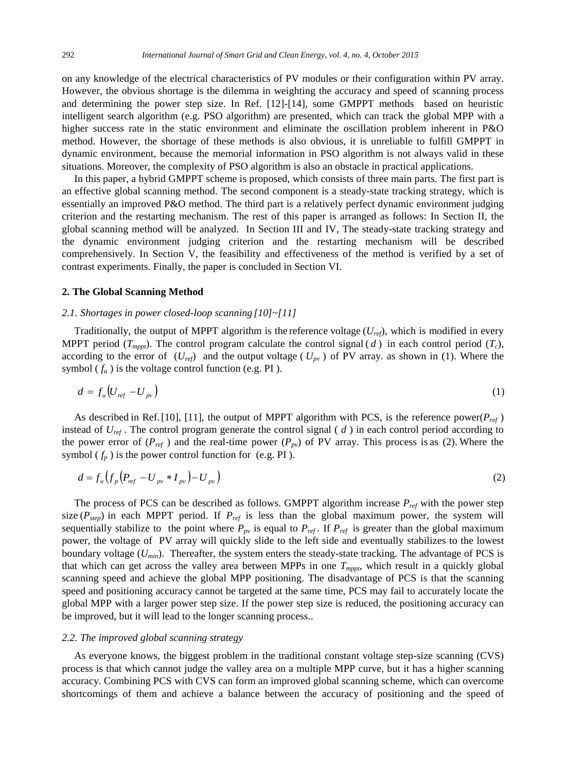on any knowledge of the electrical characteristics of PV modules or their configuration within PV array. However, the obvious shortage is the dilemma in weighting the accuracy and speed of scanning process and determining the power step size. In Ref. [12]-[14], some GMPPT methods based on heuristic intelligent search algorithm (e.g. PSO algorithm) are presented, which can track the global MPP with a higher success rate in the static environment and eliminate the oscillation problem inherent in P&O method. However, the shortage of these methods is also obvious, it is unreliable to fulfill GMPPT in dynamic environment, because the memorial information in PSO algorithm is not always valid in these situations. Moreover, the complexity of PSO algorithm is also an obstacle in practical applications.

In this paper, a hybrid GMPPT scheme is proposed, which consists of three main parts. The first part is an effective global scanning method. The second component is a steady-state tracking strategy, which is essentially an improved P&O method. The third part is a relatively perfect dynamic environment judging criterion and the restarting mechanism. The rest of this paper is arranged as follows: In Section II, the global scanning method will be analyzed. In Section III and IV, The steady-state tracking strategy and the dynamic environment judging criterion and the restarting mechanism will be described comprehensively. In Section V, the feasibility and effectiveness of the method is verified by a set of contrast experiments. Finally, the paper is concluded in Section VI.

## 2. The Global Scanning Method

### *2.1. Shortages in power closed-loop scanning [10]~[11]*

Traditionally, the output of MPPT algorithm is the reference voltage ($U_{ref}$), which is modified in every MPPT period ($T_{mppt}$). The control program calculate the control signal ($d$) in each control period ($T_c$), according to the error of ($U_{ref}$) and the output voltage ($U_{pv}$) of PV array. as shown in (1). Where the symbol ($f_u$) is the voltage control function (e.g. PI ).

$$d = f_u\left(U_{ref} - U_{pv}\right) \tag{1}$$

As described in Ref. [10], [11], the output of MPPT algorithm with PCS, is the reference power($P_{ref}$) instead of $U_{ref}$. The control program generate the control signal ( $d$ ) in each control period according to the power error of ($P_{ref}$) and the real-time power ($P_{pv}$) of PV array. This process is as (2). Where the symbol ($f_p$) is the power control function for (e.g. PI ).

$$d = f_u\left(f_p\left(P_{ref} - U_{pv} * I_{pv}\right) - U_{pv}\right) \tag{2}$$

The process of PCS can be described as follows. GMPPT algorithm increase $P_{ref}$ with the power step size ($P_{step}$) in each MPPT period. If $P_{ref}$ is less than the global maximum power, the system will sequentially stabilize to the point where $P_{pv}$ is equal to $P_{ref}$. If $P_{ref}$ is greater than the global maximum power, the voltage of PV array will quickly slide to the left side and eventually stabilizes to the lowest boundary voltage ($U_{min}$). Thereafter, the system enters the steady-state tracking. The advantage of PCS is that which can get across the valley area between MPPs in one $T_{mppt}$, which result in a quickly global scanning speed and achieve the global MPP positioning. The disadvantage of PCS is that the scanning speed and positioning accuracy cannot be targeted at the same time, PCS may fail to accurately locate the global MPP with a larger power step size. If the power step size is reduced, the positioning accuracy can be improved, but it will lead to the longer scanning process..

### *2.2. The improved global scanning strategy*

As everyone knows, the biggest problem in the traditional constant voltage step-size scanning (CVS) process is that which cannot judge the valley area on a multiple MPP curve, but it has a higher scanning accuracy. Combining PCS with CVS can form an improved global scanning scheme, which can overcome shortcomings of them and achieve a balance between the accuracy of positioning and the speed of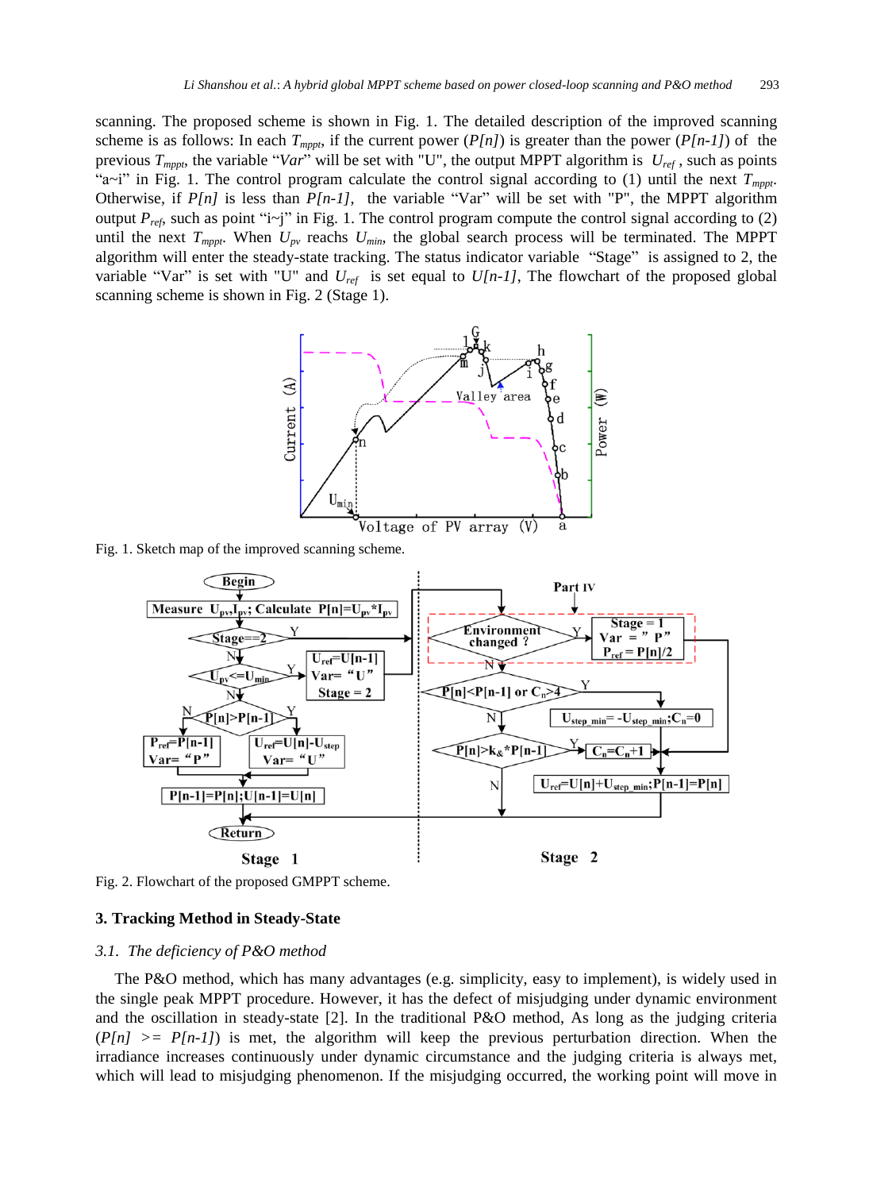scanning. The proposed scheme is shown in Fig. 1. The detailed description of the improved scanning scheme is as follows: In each $T_{mppt}$, if the current power ($P[n]$) is greater than the power ($P[n-1]$) of the previous $T_{mppt}$, the variable "*Var*" will be set with "U", the output MPPT algorithm is $U_{ref}$, such as points "a~i" in Fig. 1. The control program calculate the control signal according to (1) until the next $T_{mppt}$. Otherwise, if $P[n]$ is less than $P[n-1]$, the variable "Var" will be set with "P", the MPPT algorithm output $P_{ref}$, such as point "i~j" in Fig. 1. The control program compute the control signal according to (2) until the next $T_{mppt}$. When $U_{pv}$ reaches $U_{min}$, the global search process will be terminated. The MPPT algorithm will enter the steady-state tracking. The status indicator variable "Stage" is assigned to 2, the variable "Var" is set with "U" and $U_{ref}$ is set equal to $U[n-1]$, The flowchart of the proposed global scanning scheme is shown in Fig. 2 (Stage 1).

Fig. 1. Sketch map of the improved scanning scheme.

Fig. 2. Flowchart of the proposed GMPPT scheme.

## 3. Tracking Method in Steady-State

### *3.1. The deficiency of P&O method*

The P&O method, which has many advantages (e.g. simplicity, easy to implement), is widely used in the single peak MPPT procedure. However, it has the defect of misjudging under dynamic environment and the oscillation in steady-state [2]. In the traditional P&O method, As long as the judging criteria ($P[n] >= P[n-1]$) is met, the algorithm will keep the previous perturbation direction. When the irradiance increases continuously under dynamic circumstance and the judging criteria is always met, which will lead to misjudging phenomenon. If the misjudging occurred, the working point will move in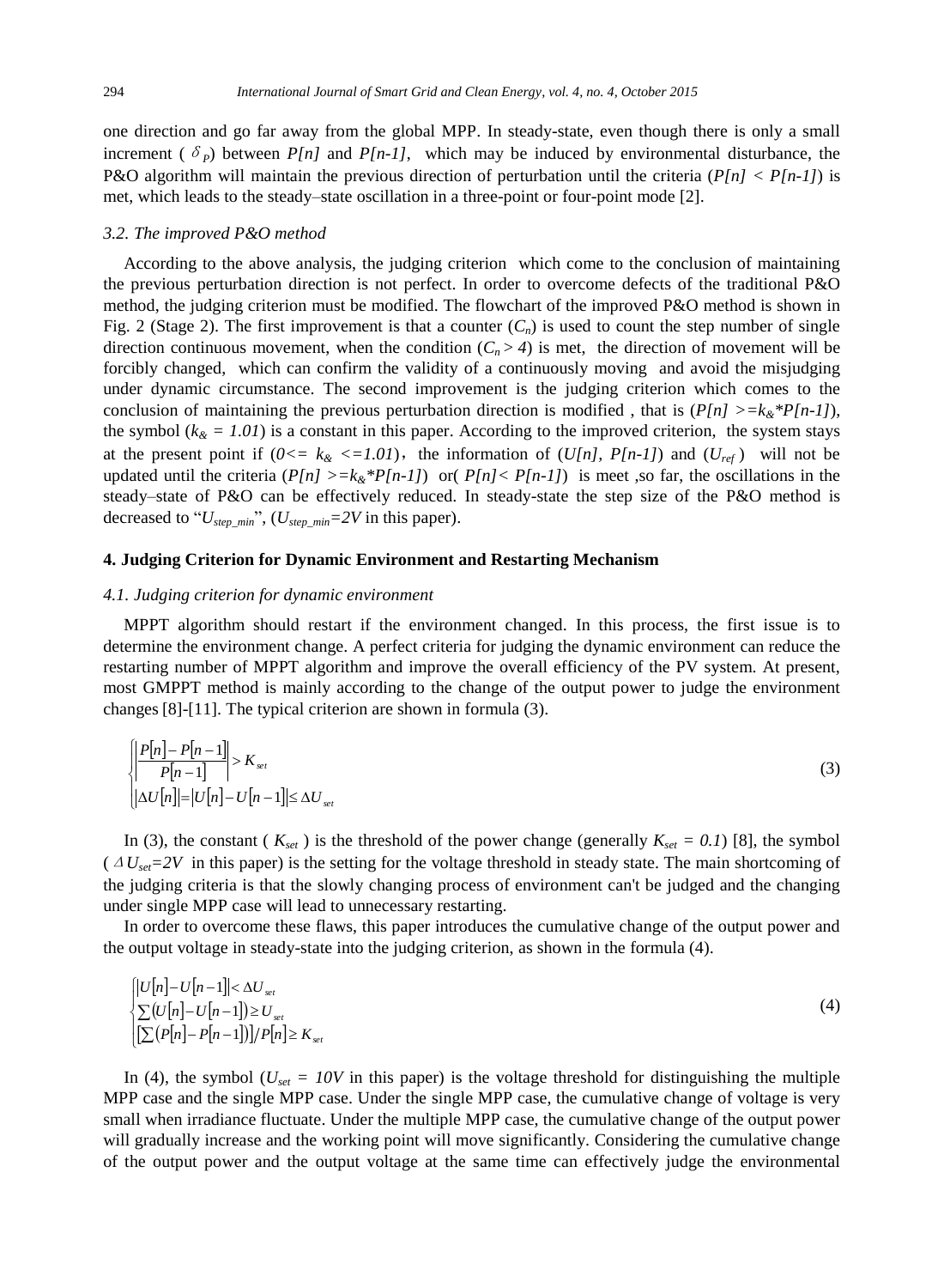one direction and go far away from the global MPP. In steady-state, even though there is only a small increment ( $\delta_P$) between $P[n]$ and $P[n-1]$, which may be induced by environmental disturbance, the P&O algorithm will maintain the previous direction of perturbation until the criteria ($P[n] < P[n-1]$) is met, which leads to the steady–state oscillation in a three-point or four-point mode [2].

### *3.2. The improved P&O method*

According to the above analysis, the judging criterion which come to the conclusion of maintaining the previous perturbation direction is not perfect. In order to overcome defects of the traditional P&O method, the judging criterion must be modified. The flowchart of the improved P&O method is shown in Fig. 2 (Stage 2). The first improvement is that a counter ($C_n$) is used to count the step number of single direction continuous movement, when the condition ($C_n > 4$) is met, the direction of movement will be forcibly changed, which can confirm the validity of a continuously moving and avoid the misjudging under dynamic circumstance. The second improvement is the judging criterion which comes to the conclusion of maintaining the previous perturbation direction is modified , that is ($P[n] >= k_{\&} * P[n-1]$), the symbol ($k_{\&} = 1.01$) is a constant in this paper. According to the improved criterion, the system stays at the present point if ($0 <= k_{\&} <= 1.01$), the information of ($U[n]$, $P[n-1]$) and ($U_{ref}$) will not be updated until the criteria ($P[n] >= k_{\&} * P[n-1]$) or( $P[n] < P[n-1]$) is meet ,so far, the oscillations in the steady–state of P&O can be effectively reduced. In steady-state the step size of the P&O method is decreased to "$U_{step\_min}$", ($U_{step\_min} = 2V$ in this paper).

## 4. Judging Criterion for Dynamic Environment and Restarting Mechanism

### *4.1. Judging criterion for dynamic environment*

MPPT algorithm should restart if the environment changed. In this process, the first issue is to determine the environment change. A perfect criteria for judging the dynamic environment can reduce the restarting number of MPPT algorithm and improve the overall efficiency of the PV system. At present, most GMPPT method is mainly according to the change of the output power to judge the environment changes [8]-[11]. The typical criterion are shown in formula (3).

$$
\begin{cases}
\left| \dfrac{P[n] - P[n-1]}{P[n-1]} \right| > K_{set} \\
\left| \Delta U[n] \right| = \left| U[n] - U[n-1] \right| \leq \Delta U_{set}
\end{cases}
\tag{3}
$$

In (3), the constant ( $K_{set}$ ) is the threshold of the power change (generally $K_{set} = 0.1$) [8], the symbol ( $\Delta U_{set} = 2V$ in this paper) is the setting for the voltage threshold in steady state. The main shortcoming of the judging criteria is that the slowly changing process of environment can't be judged and the changing under single MPP case will lead to unnecessary restarting.

In order to overcome these flaws, this paper introduces the cumulative change of the output power and the output voltage in steady-state into the judging criterion, as shown in the formula (4).

$$
\begin{cases}
\left| U[n] - U[n-1] \right| < \Delta U_{set} \\
\sum \left( U[n] - U[n-1] \right) \geq U_{set} \\
\left[ \sum \left( P[n] - P[n-1] \right) \right] / P[n] \geq K_{set}
\end{cases}
\tag{4}
$$

In (4), the symbol ($U_{set} = 10V$ in this paper) is the voltage threshold for distinguishing the multiple MPP case and the single MPP case. Under the single MPP case, the cumulative change of voltage is very small when irradiance fluctuate. Under the multiple MPP case, the cumulative change of the output power will gradually increase and the working point will move significantly. Considering the cumulative change of the output power and the output voltage at the same time can effectively judge the environmental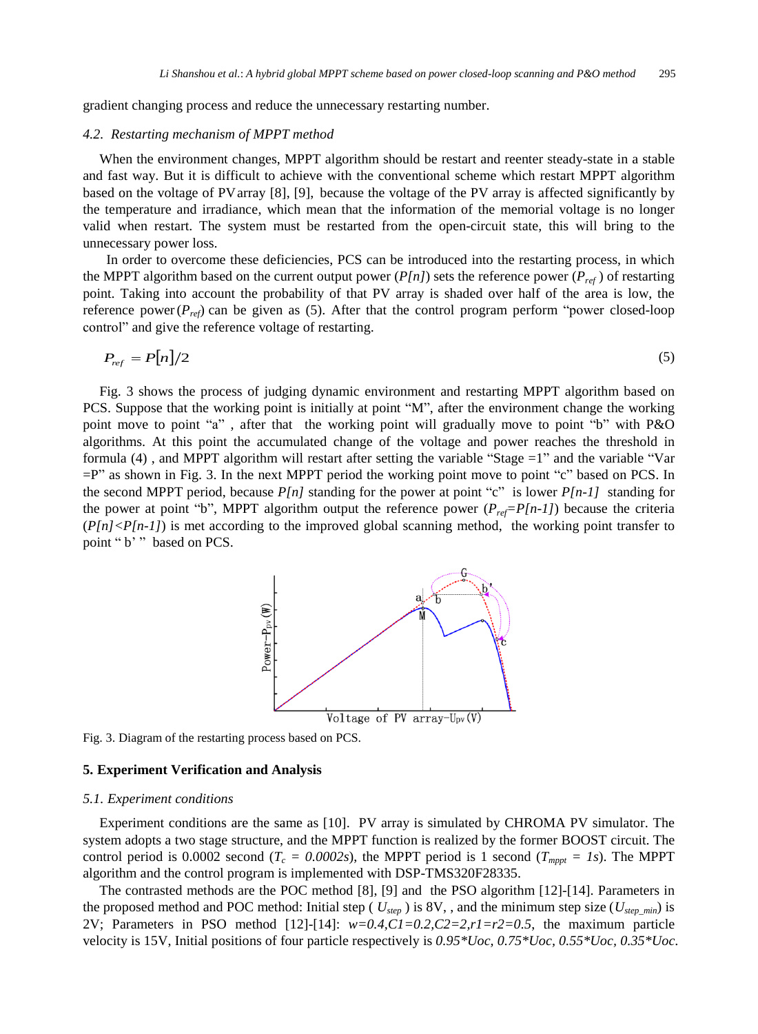gradient changing process and reduce the unnecessary restarting number.

### *4.2. Restarting mechanism of MPPT method*

When the environment changes, MPPT algorithm should be restart and reenter steady-state in a stable and fast way. But it is difficult to achieve with the conventional scheme which restart MPPT algorithm based on the voltage of PV array [8], [9], because the voltage of the PV array is affected significantly by the temperature and irradiance, which mean that the information of the memorial voltage is no longer valid when restart. The system must be restarted from the open-circuit state, this will bring to the unnecessary power loss.

In order to overcome these deficiencies, PCS can be introduced into the restarting process, in which the MPPT algorithm based on the current output power ($P[n]$) sets the reference power ($P_{ref}$) of restarting point. Taking into account the probability of that PV array is shaded over half of the area is low, the reference power ($P_{ref}$) can be given as (5). After that the control program perform "power closed-loop control" and give the reference voltage of restarting.

$$P_{ref} = P[n]/2 \tag{5}$$

Fig. 3 shows the process of judging dynamic environment and restarting MPPT algorithm based on PCS. Suppose that the working point is initially at point "M", after the environment change the working point move to point "a" , after that the working point will gradually move to point "b" with P&O algorithms. At this point the accumulated change of the voltage and power reaches the threshold in formula (4) , and MPPT algorithm will restart after setting the variable "Stage =1" and the variable "Var =P" as shown in Fig. 3. In the next MPPT period the working point move to point "c" based on PCS. In the second MPPT period, because $P[n]$ standing for the power at point "c" is lower $P[n-1]$ standing for the power at point "b", MPPT algorithm output the reference power ($P_{ref}=P[n-1]$) because the criteria ($P[n]<P[n-1]$) is met according to the improved global scanning method, the working point transfer to point " b' " based on PCS.

Fig. 3. Diagram of the restarting process based on PCS.

## 5. Experiment Verification and Analysis

### *5.1. Experiment conditions*

Experiment conditions are the same as [10]. PV array is simulated by CHROMA PV simulator. The system adopts a two stage structure, and the MPPT function is realized by the former BOOST circuit. The control period is 0.0002 second ($T_c = 0.0002s$), the MPPT period is 1 second ($T_{mppt} = 1s$). The MPPT algorithm and the control program is implemented with DSP-TMS320F28335.

The contrasted methods are the POC method [8], [9] and the PSO algorithm [12]-[14]. Parameters in the proposed method and POC method: Initial step ( $U_{step}$ ) is 8V, , and the minimum step size ($U_{step\_min}$) is 2V; Parameters in PSO method [12]-[14]: $w=0.4, C1=0.2, C2=2, r1=r2=0.5$, the maximum particle velocity is 15V, Initial positions of four particle respectively is $0.95*Uoc$, $0.75*Uoc$, $0.55*Uoc$, $0.35*Uoc$.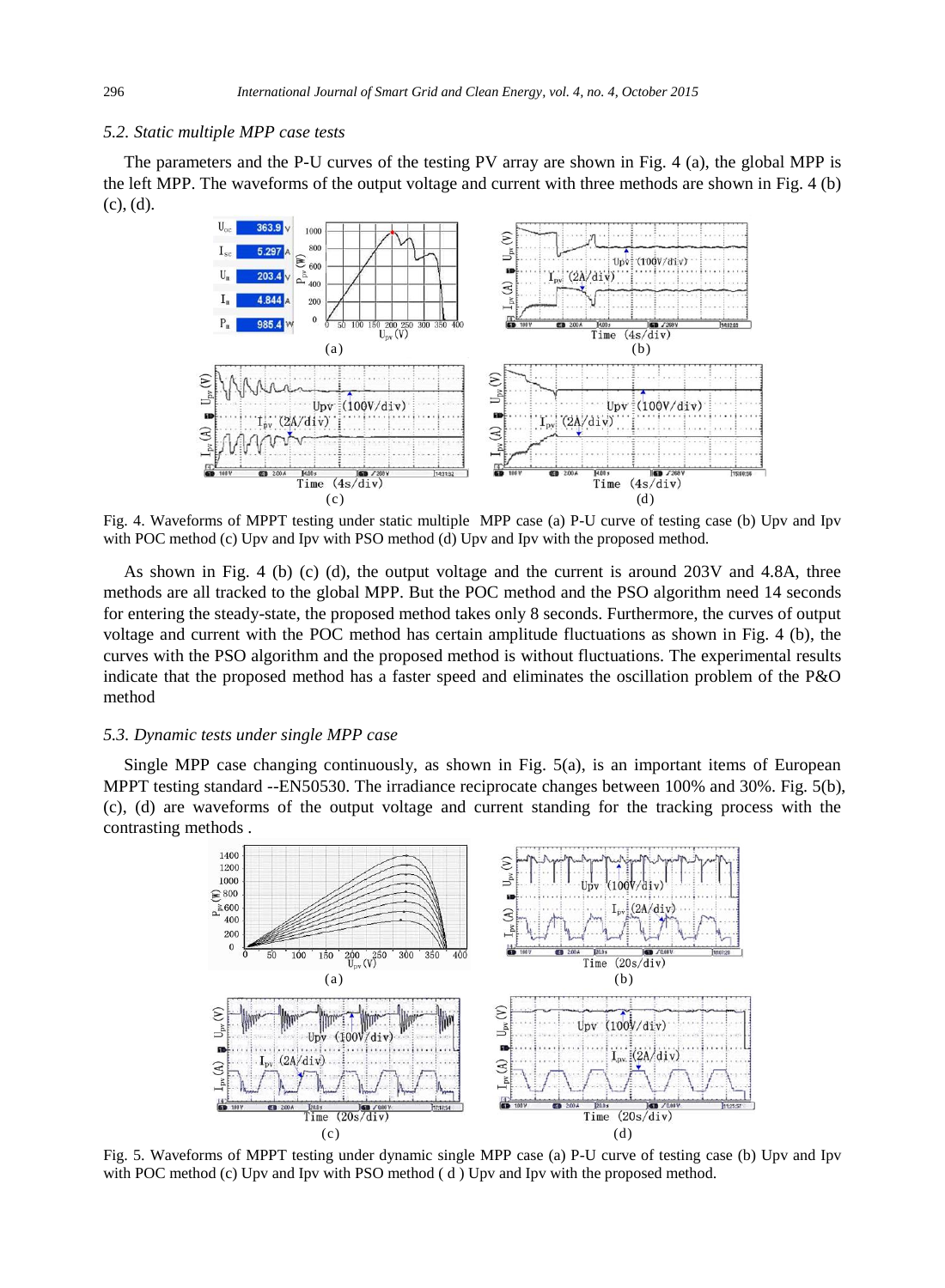### 5.2. Static multiple MPP case tests

The parameters and the P-U curves of the testing PV array are shown in Fig. 4 (a), the global MPP is the left MPP. The waveforms of the output voltage and current with three methods are shown in Fig. 4 (b) (c), (d).

Fig. 4. Waveforms of MPPT testing under static multiple MPP case (a) P-U curve of testing case (b) Upv and Ipv with POC method (c) Upv and Ipv with PSO method (d) Upv and Ipv with the proposed method.

As shown in Fig. 4 (b) (c) (d), the output voltage and the current is around 203V and 4.8A, three methods are all tracked to the global MPP. But the POC method and the PSO algorithm need 14 seconds for entering the steady-state, the proposed method takes only 8 seconds. Furthermore, the curves of output voltage and current with the POC method has certain amplitude fluctuations as shown in Fig. 4 (b), the curves with the PSO algorithm and the proposed method is without fluctuations. The experimental results indicate that the proposed method has a faster speed and eliminates the oscillation problem of the P&O method

### 5.3. Dynamic tests under single MPP case

Single MPP case changing continuously, as shown in Fig. 5(a), is an important items of European MPPT testing standard --EN50530. The irradiance reciprocate changes between 100% and 30%. Fig. 5(b), (c), (d) are waveforms of the output voltage and current standing for the tracking process with the contrasting methods .

Fig. 5. Waveforms of MPPT testing under dynamic single MPP case (a) P-U curve of testing case (b) Upv and Ipv with POC method (c) Upv and Ipv with PSO method ( d ) Upv and Ipv with the proposed method.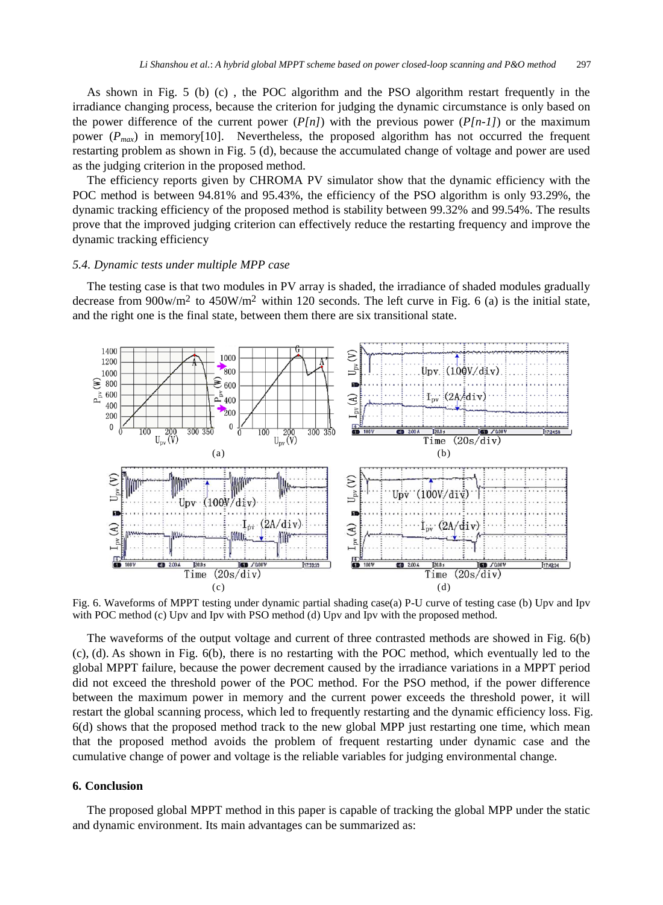As shown in Fig. 5 (b) (c) , the POC algorithm and the PSO algorithm restart frequently in the irradiance changing process, because the criterion for judging the dynamic circumstance is only based on the power difference of the current power (*P[n]*) with the previous power (*P[n-1]*) or the maximum power ($P_{max}$) in memory[10]. Nevertheless, the proposed algorithm has not occurred the frequent restarting problem as shown in Fig. 5 (d), because the accumulated change of voltage and power are used as the judging criterion in the proposed method.

The efficiency reports given by CHROMA PV simulator show that the dynamic efficiency with the POC method is between 94.81% and 95.43%, the efficiency of the PSO algorithm is only 93.29%, the dynamic tracking efficiency of the proposed method is stability between 99.32% and 99.54%. The results prove that the improved judging criterion can effectively reduce the restarting frequency and improve the dynamic tracking efficiency

### *5.4. Dynamic tests under multiple MPP case*

The testing case is that two modules in PV array is shaded, the irradiance of shaded modules gradually decrease from 900w/m$^2$ to 450W/m$^2$ within 120 seconds. The left curve in Fig. 6 (a) is the initial state, and the right one is the final state, between them there are six transitional state.

Fig. 6. Waveforms of MPPT testing under dynamic partial shading case(a) P-U curve of testing case (b) Upv and Ipv with POC method (c) Upv and Ipv with PSO method (d) Upv and Ipv with the proposed method.

The waveforms of the output voltage and current of three contrasted methods are showed in Fig. 6(b) (c), (d). As shown in Fig. 6(b), there is no restarting with the POC method, which eventually led to the global MPPT failure, because the power decrement caused by the irradiance variations in a MPPT period did not exceed the threshold power of the POC method. For the PSO method, if the power difference between the maximum power in memory and the current power exceeds the threshold power, it will restart the global scanning process, which led to frequently restarting and the dynamic efficiency loss. Fig. 6(d) shows that the proposed method track to the new global MPP just restarting one time, which mean that the proposed method avoids the problem of frequent restarting under dynamic case and the cumulative change of power and voltage is the reliable variables for judging environmental change.

## 6. Conclusion

The proposed global MPPT method in this paper is capable of tracking the global MPP under the static and dynamic environment. Its main advantages can be summarized as: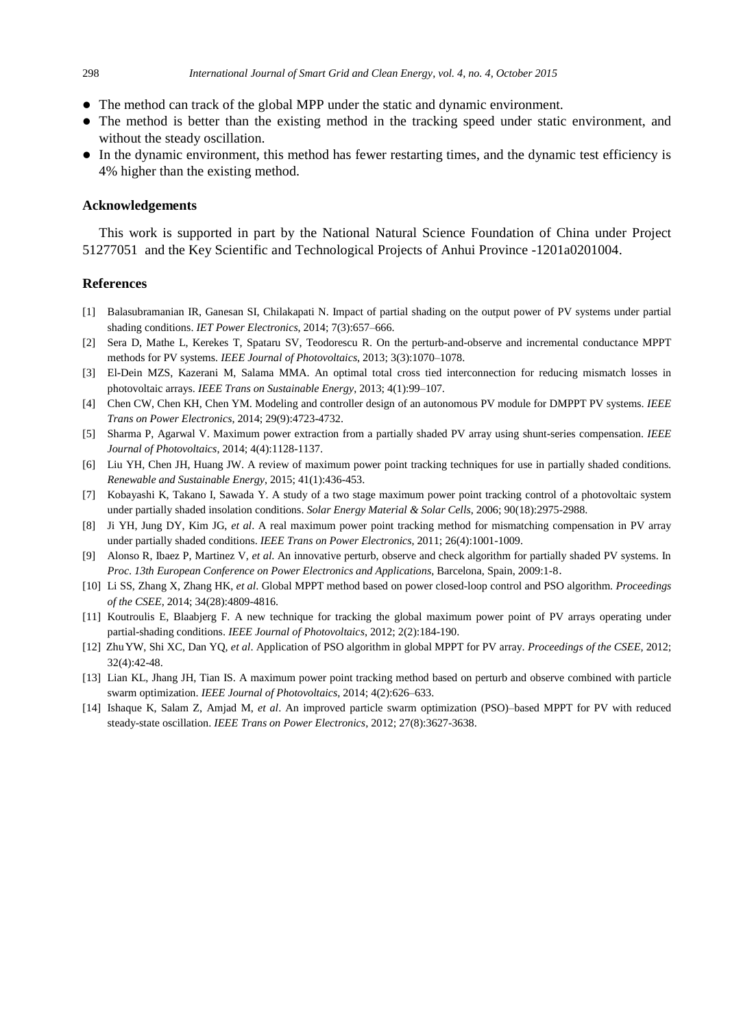- The method can track of the global MPP under the static and dynamic environment.
- The method is better than the existing method in the tracking speed under static environment, and without the steady oscillation.
- In the dynamic environment, this method has fewer restarting times, and the dynamic test efficiency is 4% higher than the existing method.

## Acknowledgements

This work is supported in part by the National Natural Science Foundation of China under Project 51277051 and the Key Scientific and Technological Projects of Anhui Province -1201a0201004.

## References

[1] Balasubramanian IR, Ganesan SI, Chilakapati N. Impact of partial shading on the output power of PV systems under partial shading conditions. *IET Power Electronics*, 2014; 7(3):657–666.

[2] Sera D, Mathe L, Kerekes T, Spataru SV, Teodorescu R. On the perturb-and-observe and incremental conductance MPPT methods for PV systems. *IEEE Journal of Photovoltaics*, 2013; 3(3):1070–1078.

[3] El-Dein MZS, Kazerani M, Salama MMA. An optimal total cross tied interconnection for reducing mismatch losses in photovoltaic arrays. *IEEE Trans on Sustainable Energy*, 2013; 4(1):99–107.

[4] Chen CW, Chen KH, Chen YM. Modeling and controller design of an autonomous PV module for DMPPT PV systems. *IEEE Trans on Power Electronics*, 2014; 29(9):4723-4732.

[5] Sharma P, Agarwal V. Maximum power extraction from a partially shaded PV array using shunt-series compensation. *IEEE Journal of Photovoltaics*, 2014; 4(4):1128-1137.

[6] Liu YH, Chen JH, Huang JW. A review of maximum power point tracking techniques for use in partially shaded conditions. *Renewable and Sustainable Energy*, 2015; 41(1):436-453.

[7] Kobayashi K, Takano I, Sawada Y. A study of a two stage maximum power point tracking control of a photovoltaic system under partially shaded insolation conditions. *Solar Energy Material & Solar Cells*, 2006; 90(18):2975-2988.

[8] Ji YH, Jung DY, Kim JG, *et al*. A real maximum power point tracking method for mismatching compensation in PV array under partially shaded conditions. *IEEE Trans on Power Electronics*, 2011; 26(4):1001-1009.

[9] Alonso R, Ibaez P, Martinez V, *et al.* An innovative perturb, observe and check algorithm for partially shaded PV systems. In *Proc. 13th European Conference on Power Electronics and Applications*, Barcelona, Spain, 2009:1-8.

[10] Li SS, Zhang X, Zhang HK, *et al*. Global MPPT method based on power closed-loop control and PSO algorithm. *Proceedings of the CSEE*, 2014; 34(28):4809-4816.

[11] Koutroulis E, Blaabjerg F. A new technique for tracking the global maximum power point of PV arrays operating under partial-shading conditions. *IEEE Journal of Photovoltaics*, 2012; 2(2):184-190.

[12] Zhu YW, Shi XC, Dan YQ, *et al*. Application of PSO algorithm in global MPPT for PV array. *Proceedings of the CSEE*, 2012; 32(4):42-48.

[13] Lian KL, Jhang JH, Tian IS. A maximum power point tracking method based on perturb and observe combined with particle swarm optimization. *IEEE Journal of Photovoltaics*, 2014; 4(2):626–633.

[14] Ishaque K, Salam Z, Amjad M, *et al*. An improved particle swarm optimization (PSO)–based MPPT for PV with reduced steady-state oscillation. *IEEE Trans on Power Electronics*, 2012; 27(8):3627-3638.